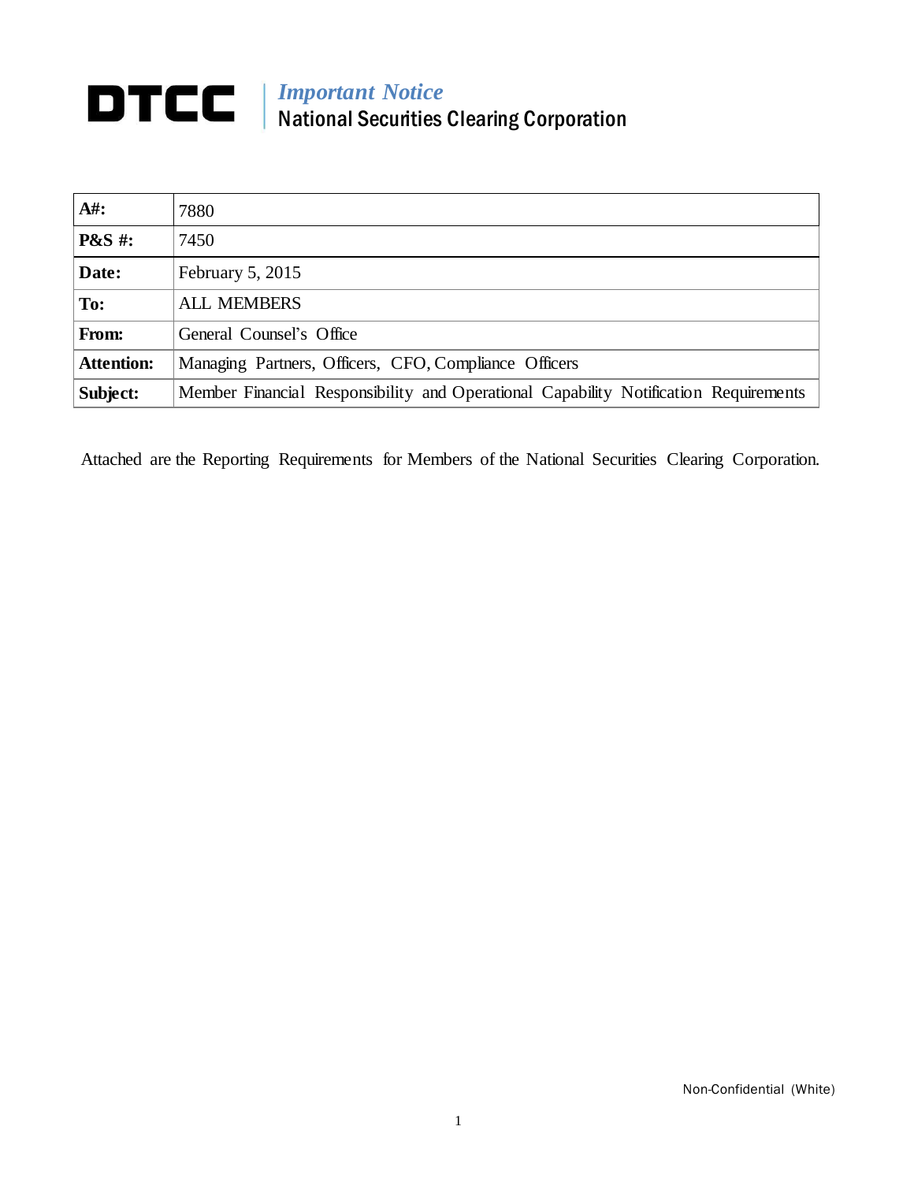DTCC

*Important Notice*
National Securities Clearing Corporation

| | |
|---|---|
| **A#:** | 7880 |
| **P&S #:** | 7450 |
| **Date:** | February 5, 2015 |
| **To:** | ALL MEMBERS |
| **From:** | General Counsel's Office |
| **Attention:** | Managing Partners, Officers, CFO, Compliance Officers |
| **Subject:** | Member Financial Responsibility and Operational Capability Notification Requirements |

Attached are the Reporting Requirements for Members of the National Securities Clearing Corporation.

Non-Confidential (White)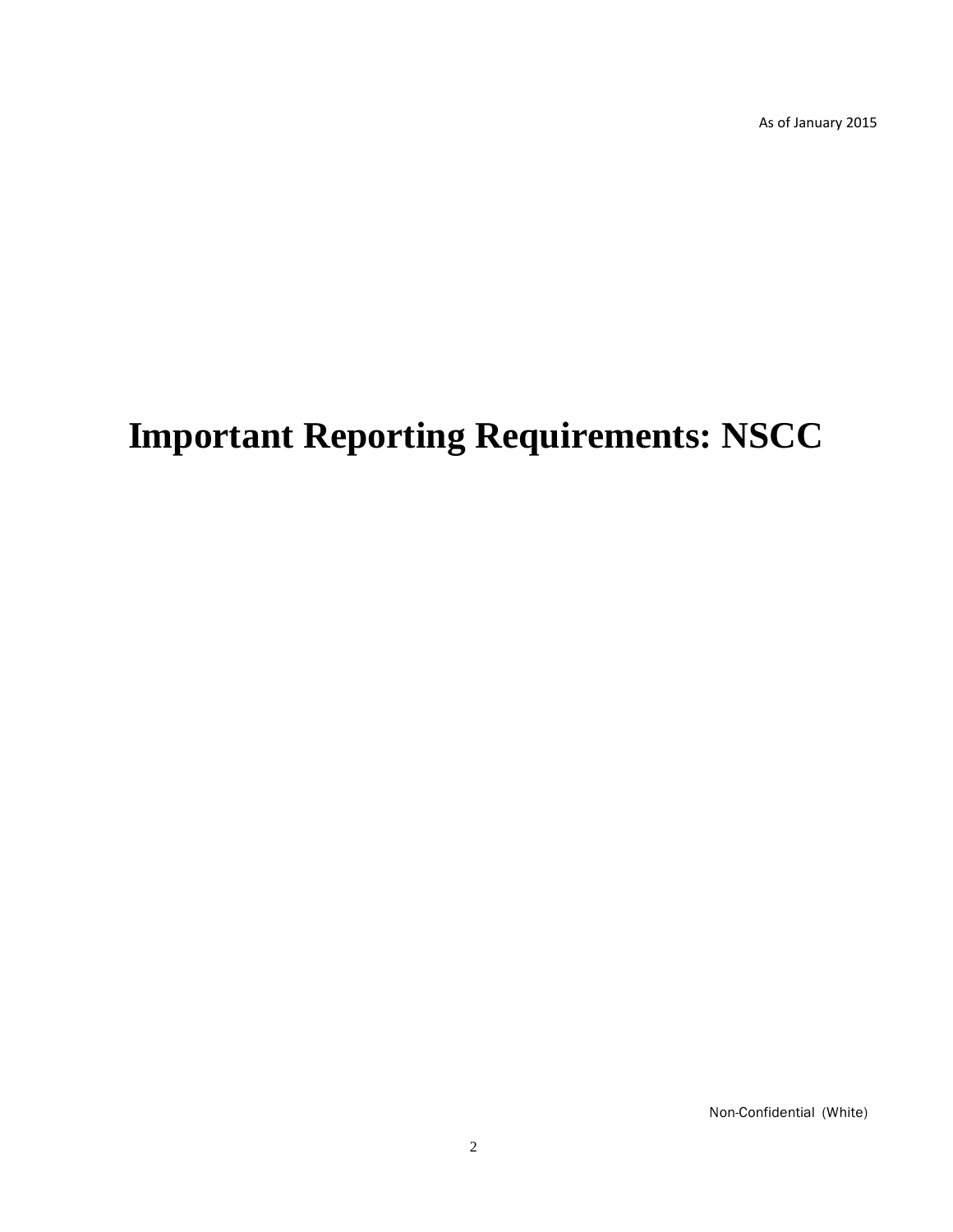As of January 2015

# Important Reporting Requirements: NSCC

Non-Confidential (White)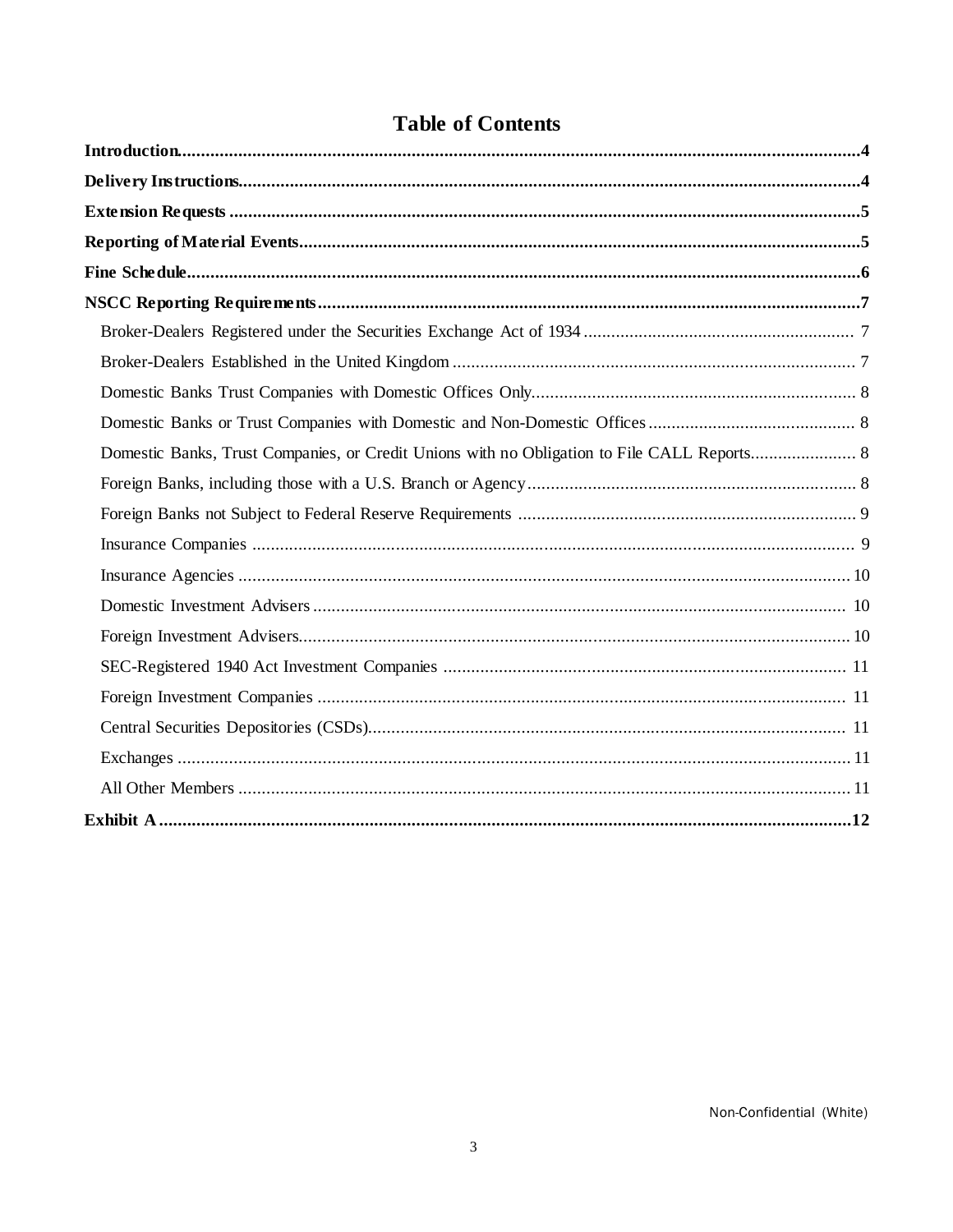# Table of Contents

**Introduction** .......... **4**

**Delivery Instructions** .......... **4**

**Extension Requests** .......... **5**

**Reporting of Material Events** .......... **5**

**Fine Schedule** .......... **6**

**NSCC Reporting Requirements** .......... **7**

- Broker-Dealers Registered under the Securities Exchange Act of 1934 .......... 7
- Broker-Dealers Established in the United Kingdom .......... 7
- Domestic Banks Trust Companies with Domestic Offices Only .......... 8
- Domestic Banks or Trust Companies with Domestic and Non-Domestic Offices .......... 8
- Domestic Banks, Trust Companies, or Credit Unions with no Obligation to File CALL Reports .......... 8
- Foreign Banks, including those with a U.S. Branch or Agency .......... 8
- Foreign Banks not Subject to Federal Reserve Requirements .......... 9
- Insurance Companies .......... 9
- Insurance Agencies .......... 10
- Domestic Investment Advisers .......... 10
- Foreign Investment Advisers .......... 10
- SEC-Registered 1940 Act Investment Companies .......... 11
- Foreign Investment Companies .......... 11
- Central Securities Depositories (CSDs) .......... 11
- Exchanges .......... 11
- All Other Members .......... 11

**Exhibit A** .......... **12**

Non-Confidential (White)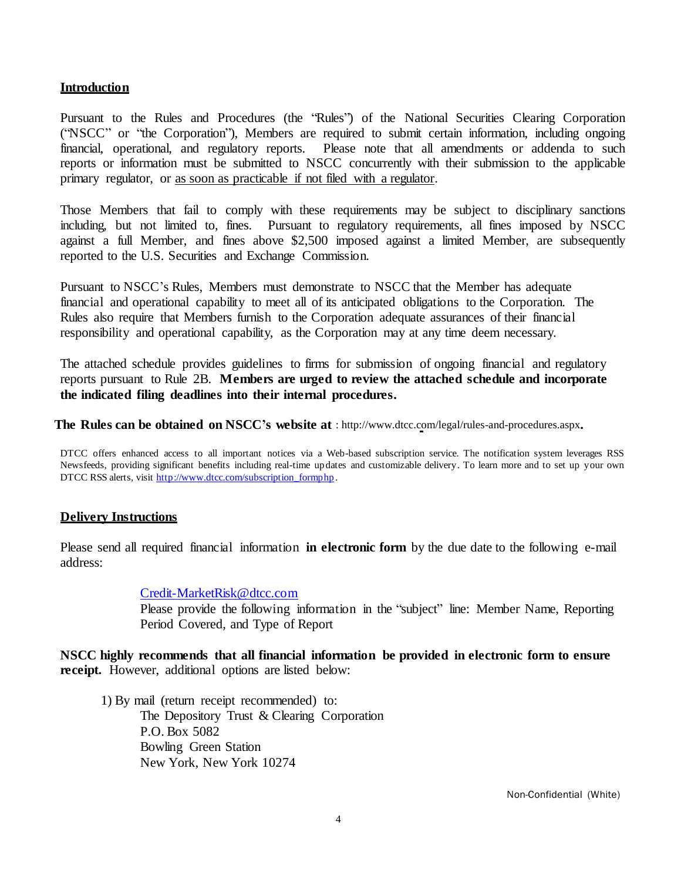## Introduction

Pursuant to the Rules and Procedures (the "Rules") of the National Securities Clearing Corporation ("NSCC" or "the Corporation"), Members are required to submit certain information, including ongoing financial, operational, and regulatory reports. Please note that all amendments or addenda to such reports or information must be submitted to NSCC concurrently with their submission to the applicable primary regulator, or as soon as practicable if not filed with a regulator.

Those Members that fail to comply with these requirements may be subject to disciplinary sanctions including, but not limited to, fines. Pursuant to regulatory requirements, all fines imposed by NSCC against a full Member, and fines above $2,500 imposed against a limited Member, are subsequently reported to the U.S. Securities and Exchange Commission.

Pursuant to NSCC's Rules, Members must demonstrate to NSCC that the Member has adequate financial and operational capability to meet all of its anticipated obligations to the Corporation. The Rules also require that Members furnish to the Corporation adequate assurances of their financial responsibility and operational capability, as the Corporation may at any time deem necessary.

The attached schedule provides guidelines to firms for submission of ongoing financial and regulatory reports pursuant to Rule 2B. **Members are urged to review the attached schedule and incorporate the indicated filing deadlines into their internal procedures.**

**The Rules can be obtained on NSCC's website at** : http://www.dtcc.com/legal/rules-and-procedures.aspx**.**

DTCC offers enhanced access to all important notices via a Web-based subscription service. The notification system leverages RSS Newsfeeds, providing significant benefits including real-time updates and customizable delivery. To learn more and to set up your own DTCC RSS alerts, visit http://www.dtcc.com/subscription_formphp.

## Delivery Instructions

Please send all required financial information **in electronic form** by the due date to the following e-mail address:

> Credit-MarketRisk@dtcc.com
> Please provide the following information in the "subject" line: Member Name, Reporting Period Covered, and Type of Report

**NSCC highly recommends that all financial information be provided in electronic form to ensure receipt.** However, additional options are listed below:

1) By mail (return receipt recommended) to:
   The Depository Trust & Clearing Corporation
   P.O. Box 5082
   Bowling Green Station
   New York, New York 10274

Non-Confidential (White)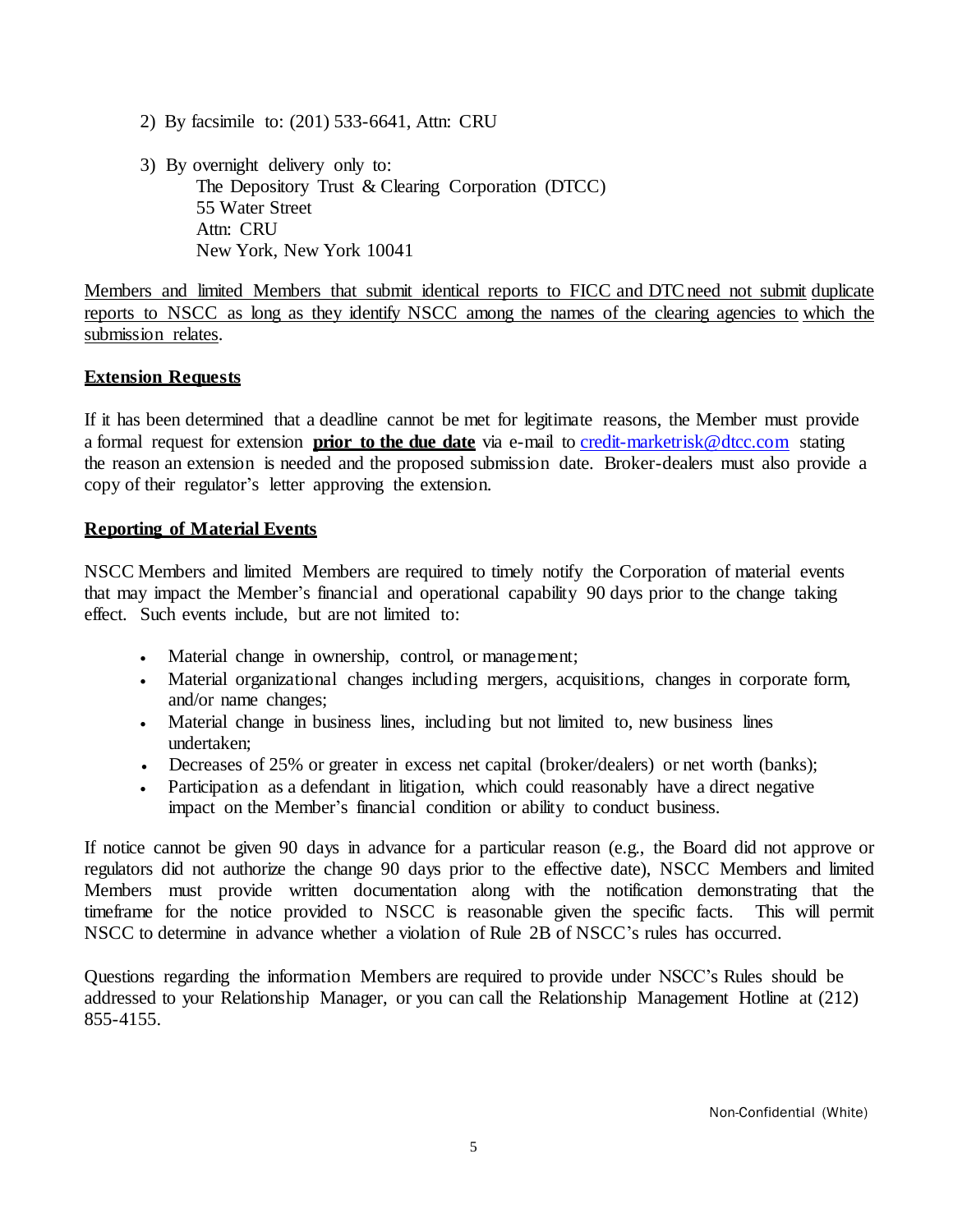2) By facsimile to: (201) 533-6641, Attn: CRU

3) By overnight delivery only to:
   The Depository Trust & Clearing Corporation (DTCC)
   55 Water Street
   Attn: CRU
   New York, New York 10041

Members and limited Members that submit identical reports to FICC and DTC need not submit duplicate reports to NSCC as long as they identify NSCC among the names of the clearing agencies to which the submission relates.

## Extension Requests

If it has been determined that a deadline cannot be met for legitimate reasons, the Member must provide a formal request for extension **prior to the due date** via e-mail to credit-marketrisk@dtcc.com stating the reason an extension is needed and the proposed submission date. Broker-dealers must also provide a copy of their regulator's letter approving the extension.

## Reporting of Material Events

NSCC Members and limited Members are required to timely notify the Corporation of material events that may impact the Member's financial and operational capability 90 days prior to the change taking effect. Such events include, but are not limited to:

- Material change in ownership, control, or management;
- Material organizational changes including mergers, acquisitions, changes in corporate form, and/or name changes;
- Material change in business lines, including but not limited to, new business lines undertaken;
- Decreases of 25% or greater in excess net capital (broker/dealers) or net worth (banks);
- Participation as a defendant in litigation, which could reasonably have a direct negative impact on the Member's financial condition or ability to conduct business.

If notice cannot be given 90 days in advance for a particular reason (e.g., the Board did not approve or regulators did not authorize the change 90 days prior to the effective date), NSCC Members and limited Members must provide written documentation along with the notification demonstrating that the timeframe for the notice provided to NSCC is reasonable given the specific facts. This will permit NSCC to determine in advance whether a violation of Rule 2B of NSCC's rules has occurred.

Questions regarding the information Members are required to provide under NSCC's Rules should be addressed to your Relationship Manager, or you can call the Relationship Management Hotline at (212) 855-4155.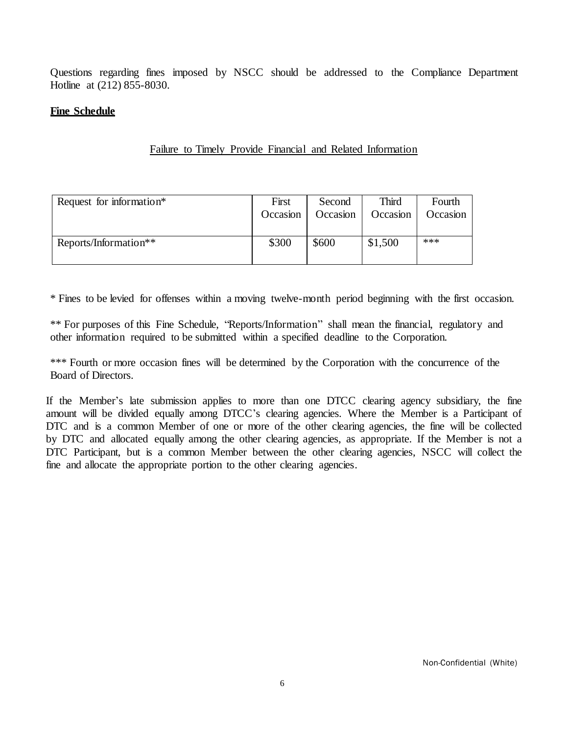Questions regarding fines imposed by NSCC should be addressed to the Compliance Department Hotline at (212) 855-8030.

**Fine Schedule**

Failure to Timely Provide Financial and Related Information

| Request for information* | First Occasion | Second Occasion | Third Occasion | Fourth Occasion |
|---|---|---|---|---|
| Reports/Information** | $300 | $600 | $1,500 | *** |

* Fines to be levied for offenses within a moving twelve-month period beginning with the first occasion.

** For purposes of this Fine Schedule, "Reports/Information" shall mean the financial, regulatory and other information required to be submitted within a specified deadline to the Corporation.

*** Fourth or more occasion fines will be determined by the Corporation with the concurrence of the Board of Directors.

If the Member's late submission applies to more than one DTCC clearing agency subsidiary, the fine amount will be divided equally among DTCC's clearing agencies. Where the Member is a Participant of DTC and is a common Member of one or more of the other clearing agencies, the fine will be collected by DTC and allocated equally among the other clearing agencies, as appropriate. If the Member is not a DTC Participant, but is a common Member between the other clearing agencies, NSCC will collect the fine and allocate the appropriate portion to the other clearing agencies.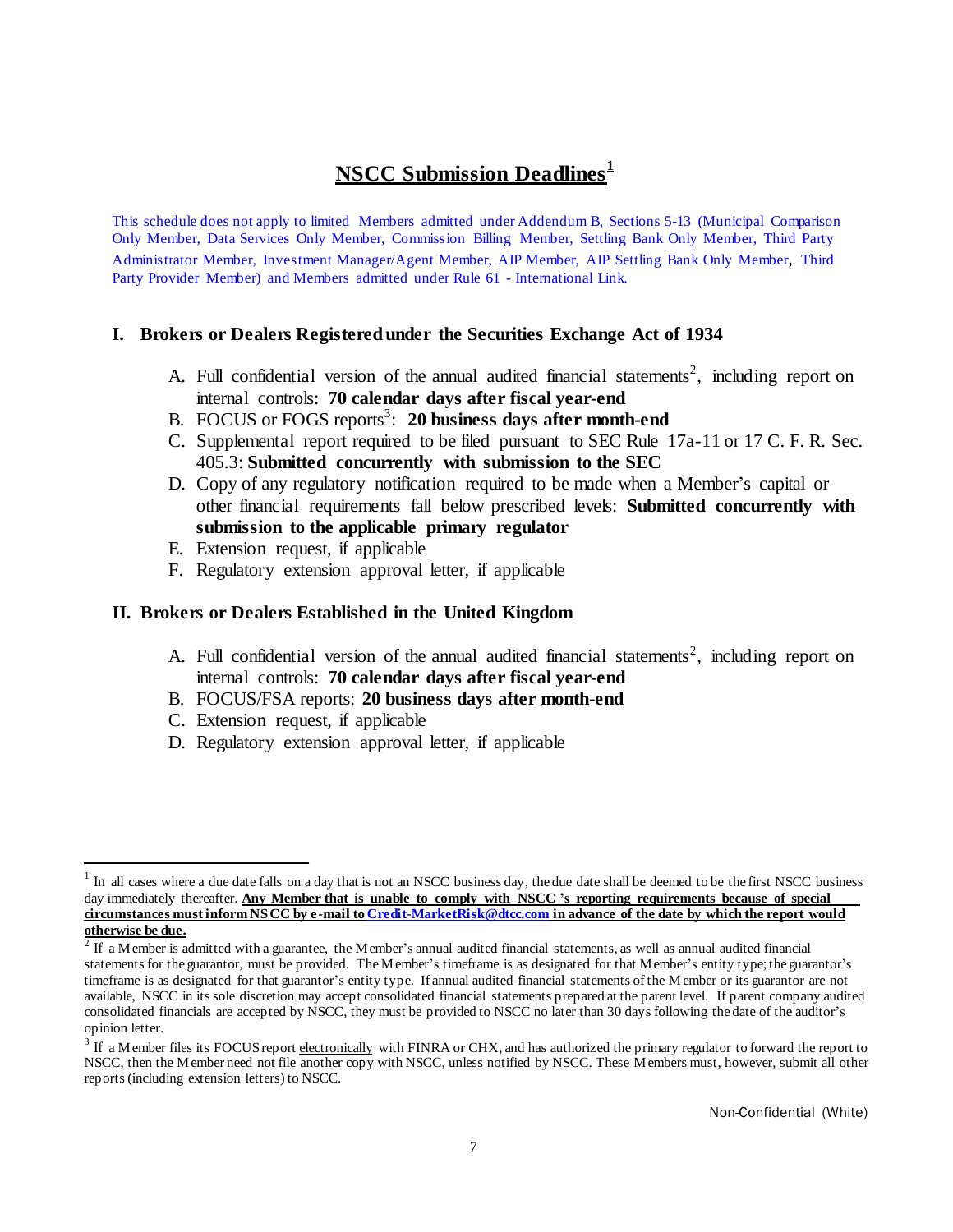# NSCC Submission Deadlines[1]

This schedule does not apply to limited Members admitted under Addendum B, Sections 5-13 (Municipal Comparison Only Member, Data Services Only Member, Commission Billing Member, Settling Bank Only Member, Third Party Administrator Member, Investment Manager/Agent Member, AIP Member, AIP Settling Bank Only Member, Third Party Provider Member) and Members admitted under Rule 61 - International Link.

## I. Brokers or Dealers Registered under the Securities Exchange Act of 1934

A. Full confidential version of the annual audited financial statements[2], including report on internal controls: **70 calendar days after fiscal year-end**

B. FOCUS or FOGS reports[3]: **20 business days after month-end**

C. Supplemental report required to be filed pursuant to SEC Rule 17a-11 or 17 C. F. R. Sec. 405.3: **Submitted concurrently with submission to the SEC**

D. Copy of any regulatory notification required to be made when a Member's capital or other financial requirements fall below prescribed levels: **Submitted concurrently with submission to the applicable primary regulator**

E. Extension request, if applicable

F. Regulatory extension approval letter, if applicable

## II. Brokers or Dealers Established in the United Kingdom

A. Full confidential version of the annual audited financial statements[2], including report on internal controls: **70 calendar days after fiscal year-end**

B. FOCUS/FSA reports: **20 business days after month-end**

C. Extension request, if applicable

D. Regulatory extension approval letter, if applicable

---

[1] In all cases where a due date falls on a day that is not an NSCC business day, the due date shall be deemed to be the first NSCC business day immediately thereafter. **Any Member that is unable to comply with NSCC 's reporting requirements because of special circumstances must inform NSCC by e-mail to Credit-MarketRisk@dtcc.com in advance of the date by which the report would otherwise be due.**

[2] If a Member is admitted with a guarantee, the Member's annual audited financial statements, as well as annual audited financial statements for the guarantor, must be provided. The Member's timeframe is as designated for that Member's entity type; the guarantor's timeframe is as designated for that guarantor's entity type. If annual audited financial statements of the Member or its guarantor are not available, NSCC in its sole discretion may accept consolidated financial statements prepared at the parent level. If parent company audited consolidated financials are accepted by NSCC, they must be provided to NSCC no later than 30 days following the date of the auditor's opinion letter.

[3] If a Member files its FOCUS report electronically with FINRA or CHX, and has authorized the primary regulator to forward the report to NSCC, then the Member need not file another copy with NSCC, unless notified by NSCC. These Members must, however, submit all other reports (including extension letters) to NSCC.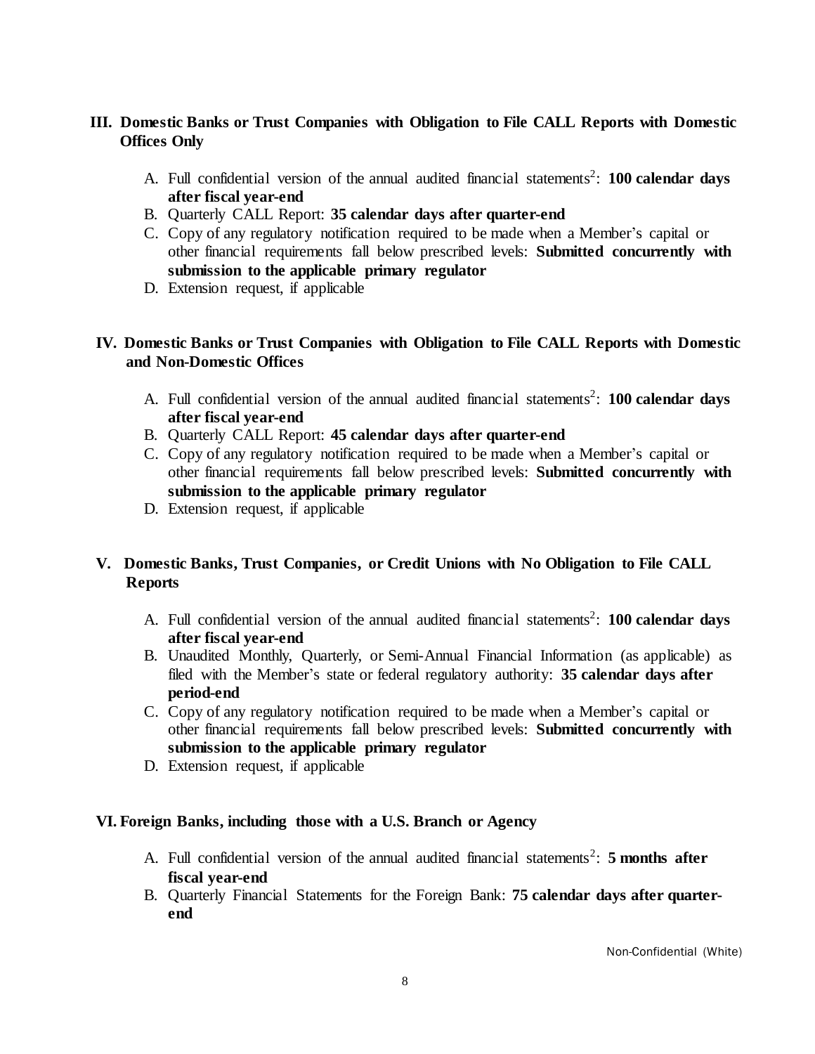## III. Domestic Banks or Trust Companies with Obligation to File CALL Reports with Domestic Offices Only

A. Full confidential version of the annual audited financial statements[2]: **100 calendar days after fiscal year-end**
B. Quarterly CALL Report: **35 calendar days after quarter-end**
C. Copy of any regulatory notification required to be made when a Member's capital or other financial requirements fall below prescribed levels: **Submitted concurrently with submission to the applicable primary regulator**
D. Extension request, if applicable

## IV. Domestic Banks or Trust Companies with Obligation to File CALL Reports with Domestic and Non-Domestic Offices

A. Full confidential version of the annual audited financial statements[2]: **100 calendar days after fiscal year-end**
B. Quarterly CALL Report: **45 calendar days after quarter-end**
C. Copy of any regulatory notification required to be made when a Member's capital or other financial requirements fall below prescribed levels: **Submitted concurrently with submission to the applicable primary regulator**
D. Extension request, if applicable

## V. Domestic Banks, Trust Companies, or Credit Unions with No Obligation to File CALL Reports

A. Full confidential version of the annual audited financial statements[2]: **100 calendar days after fiscal year-end**
B. Unaudited Monthly, Quarterly, or Semi-Annual Financial Information (as applicable) as filed with the Member's state or federal regulatory authority: **35 calendar days after period-end**
C. Copy of any regulatory notification required to be made when a Member's capital or other financial requirements fall below prescribed levels: **Submitted concurrently with submission to the applicable primary regulator**
D. Extension request, if applicable

## VI. Foreign Banks, including those with a U.S. Branch or Agency

A. Full confidential version of the annual audited financial statements[2]: **5 months after fiscal year-end**
B. Quarterly Financial Statements for the Foreign Bank: **75 calendar days after quarter-end**

Non-Confidential (White)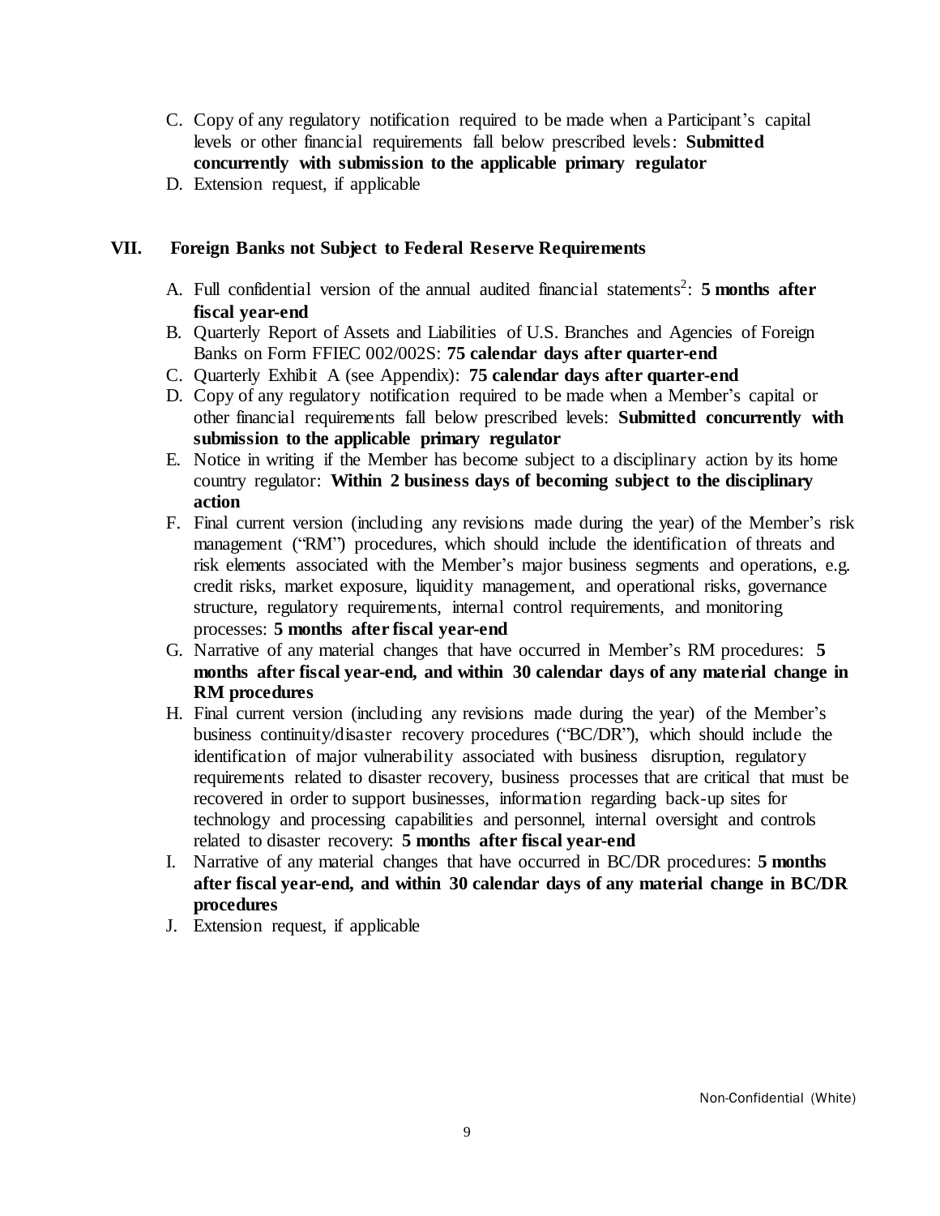C. Copy of any regulatory notification required to be made when a Participant's capital levels or other financial requirements fall below prescribed levels: **Submitted concurrently with submission to the applicable primary regulator**
D. Extension request, if applicable

## VII. Foreign Banks not Subject to Federal Reserve Requirements

A. Full confidential version of the annual audited financial statements[2]: **5 months after fiscal year-end**
B. Quarterly Report of Assets and Liabilities of U.S. Branches and Agencies of Foreign Banks on Form FFIEC 002/002S: **75 calendar days after quarter-end**
C. Quarterly Exhibit A (see Appendix): **75 calendar days after quarter-end**
D. Copy of any regulatory notification required to be made when a Member's capital or other financial requirements fall below prescribed levels: **Submitted concurrently with submission to the applicable primary regulator**
E. Notice in writing if the Member has become subject to a disciplinary action by its home country regulator: **Within 2 business days of becoming subject to the disciplinary action**
F. Final current version (including any revisions made during the year) of the Member's risk management ("RM") procedures, which should include the identification of threats and risk elements associated with the Member's major business segments and operations, e.g. credit risks, market exposure, liquidity management, and operational risks, governance structure, regulatory requirements, internal control requirements, and monitoring processes: **5 months after fiscal year-end**
G. Narrative of any material changes that have occurred in Member's RM procedures: **5 months after fiscal year-end, and within 30 calendar days of any material change in RM procedures**
H. Final current version (including any revisions made during the year) of the Member's business continuity/disaster recovery procedures ("BC/DR"), which should include the identification of major vulnerability associated with business disruption, regulatory requirements related to disaster recovery, business processes that are critical that must be recovered in order to support businesses, information regarding back-up sites for technology and processing capabilities and personnel, internal oversight and controls related to disaster recovery: **5 months after fiscal year-end**
I. Narrative of any material changes that have occurred in BC/DR procedures: **5 months after fiscal year-end, and within 30 calendar days of any material change in BC/DR procedures**
J. Extension request, if applicable

Non-Confidential (White)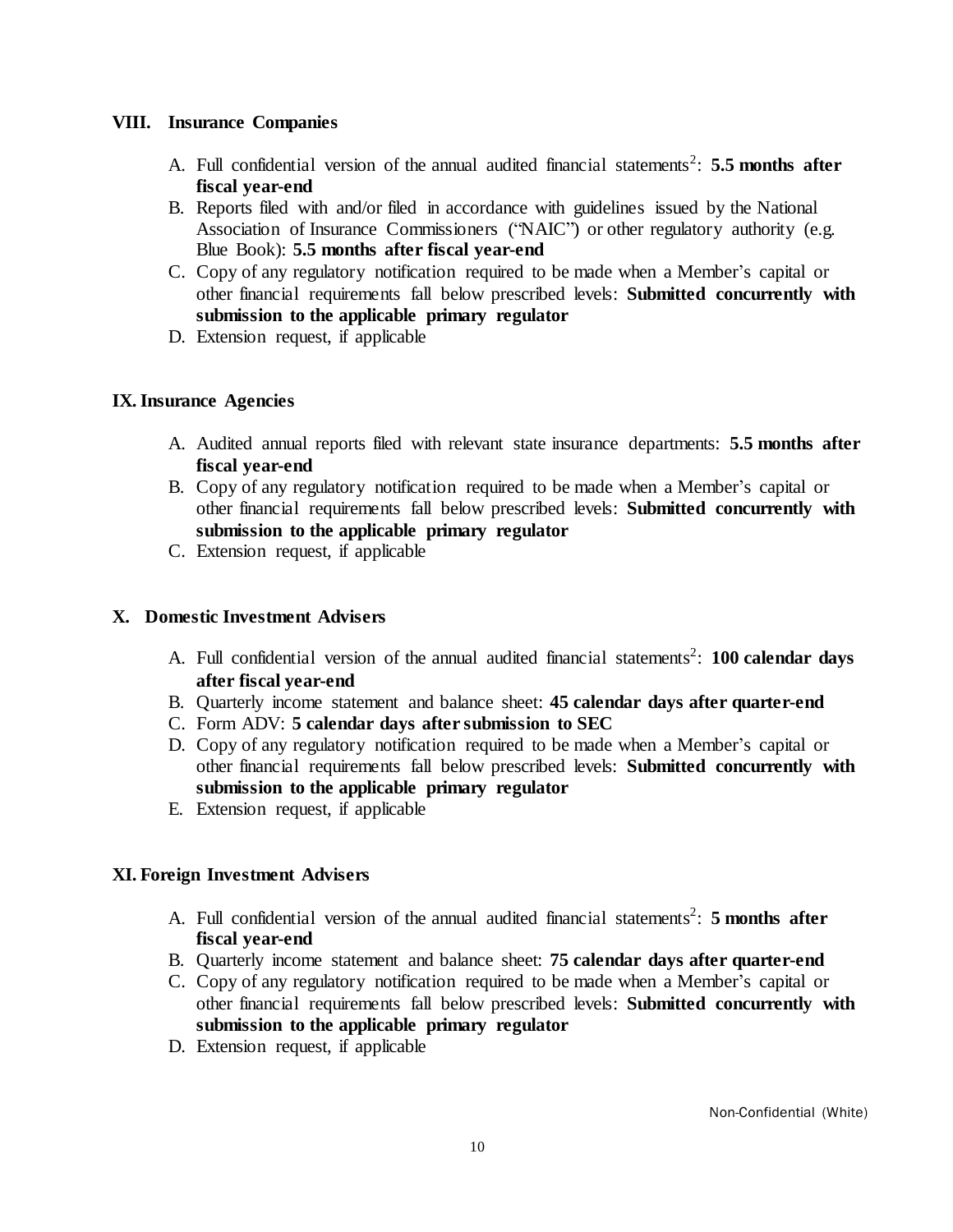## VIII. Insurance Companies

A. Full confidential version of the annual audited financial statements[2]: **5.5 months after fiscal year-end**
B. Reports filed with and/or filed in accordance with guidelines issued by the National Association of Insurance Commissioners ("NAIC") or other regulatory authority (e.g. Blue Book): **5.5 months after fiscal year-end**
C. Copy of any regulatory notification required to be made when a Member's capital or other financial requirements fall below prescribed levels: **Submitted concurrently with submission to the applicable primary regulator**
D. Extension request, if applicable

## IX. Insurance Agencies

A. Audited annual reports filed with relevant state insurance departments: **5.5 months after fiscal year-end**
B. Copy of any regulatory notification required to be made when a Member's capital or other financial requirements fall below prescribed levels: **Submitted concurrently with submission to the applicable primary regulator**
C. Extension request, if applicable

## X. Domestic Investment Advisers

A. Full confidential version of the annual audited financial statements[2]: **100 calendar days after fiscal year-end**
B. Quarterly income statement and balance sheet: **45 calendar days after quarter-end**
C. Form ADV: **5 calendar days after submission to SEC**
D. Copy of any regulatory notification required to be made when a Member's capital or other financial requirements fall below prescribed levels: **Submitted concurrently with submission to the applicable primary regulator**
E. Extension request, if applicable

## XI. Foreign Investment Advisers

A. Full confidential version of the annual audited financial statements[2]: **5 months after fiscal year-end**
B. Quarterly income statement and balance sheet: **75 calendar days after quarter-end**
C. Copy of any regulatory notification required to be made when a Member's capital or other financial requirements fall below prescribed levels: **Submitted concurrently with submission to the applicable primary regulator**
D. Extension request, if applicable

Non-Confidential (White)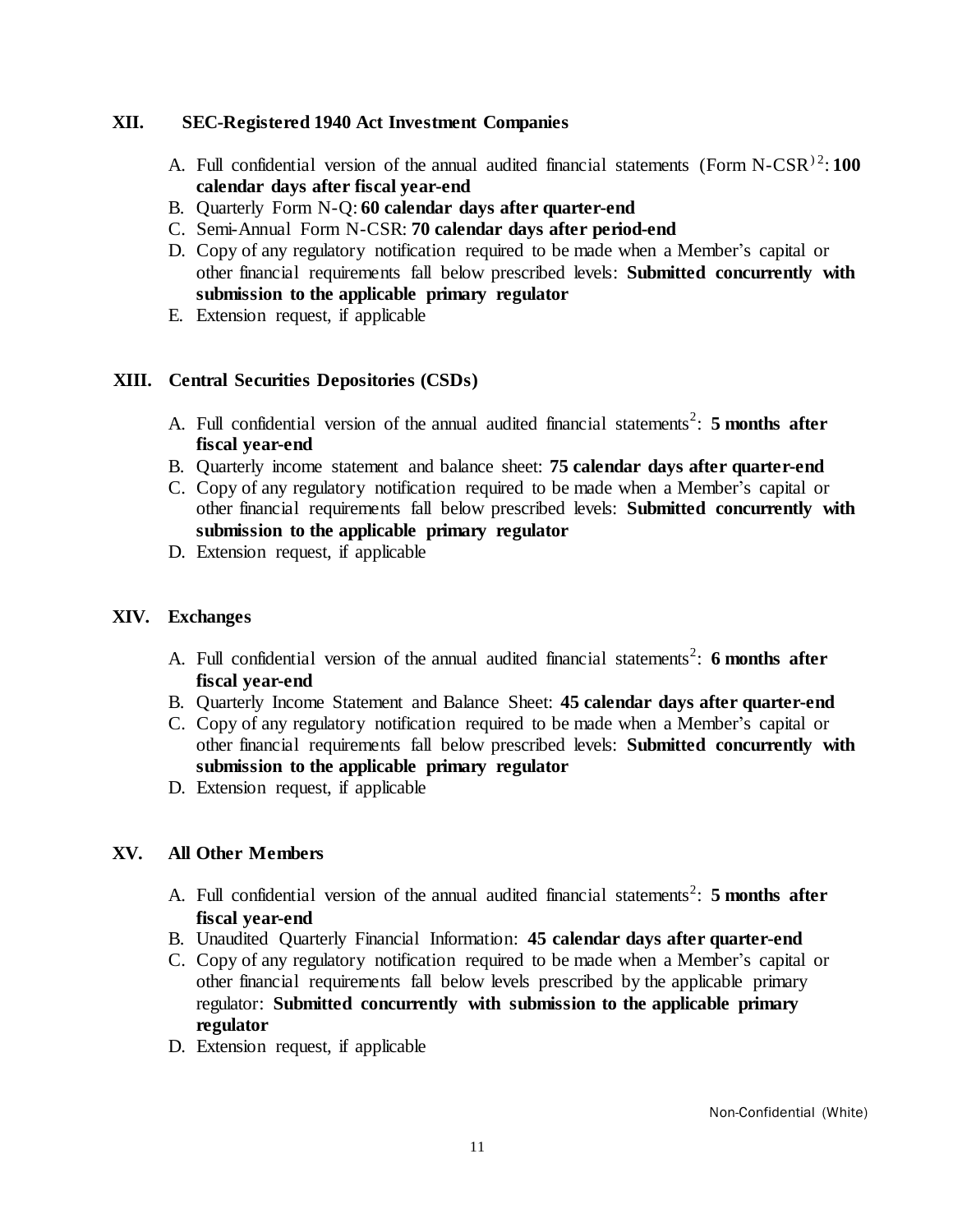## XII. SEC-Registered 1940 Act Investment Companies

A. Full confidential version of the annual audited financial statements (Form N-CSR)[2]: **100 calendar days after fiscal year-end**
B. Quarterly Form N-Q: **60 calendar days after quarter-end**
C. Semi-Annual Form N-CSR: **70 calendar days after period-end**
D. Copy of any regulatory notification required to be made when a Member's capital or other financial requirements fall below prescribed levels: **Submitted concurrently with submission to the applicable primary regulator**
E. Extension request, if applicable

## XIII. Central Securities Depositories (CSDs)

A. Full confidential version of the annual audited financial statements[2]: **5 months after fiscal year-end**
B. Quarterly income statement and balance sheet: **75 calendar days after quarter-end**
C. Copy of any regulatory notification required to be made when a Member's capital or other financial requirements fall below prescribed levels: **Submitted concurrently with submission to the applicable primary regulator**
D. Extension request, if applicable

## XIV. Exchanges

A. Full confidential version of the annual audited financial statements[2]: **6 months after fiscal year-end**
B. Quarterly Income Statement and Balance Sheet: **45 calendar days after quarter-end**
C. Copy of any regulatory notification required to be made when a Member's capital or other financial requirements fall below prescribed levels: **Submitted concurrently with submission to the applicable primary regulator**
D. Extension request, if applicable

## XV. All Other Members

A. Full confidential version of the annual audited financial statements[2]: **5 months after fiscal year-end**
B. Unaudited Quarterly Financial Information: **45 calendar days after quarter-end**
C. Copy of any regulatory notification required to be made when a Member's capital or other financial requirements fall below levels prescribed by the applicable primary regulator: **Submitted concurrently with submission to the applicable primary regulator**
D. Extension request, if applicable

Non-Confidential (White)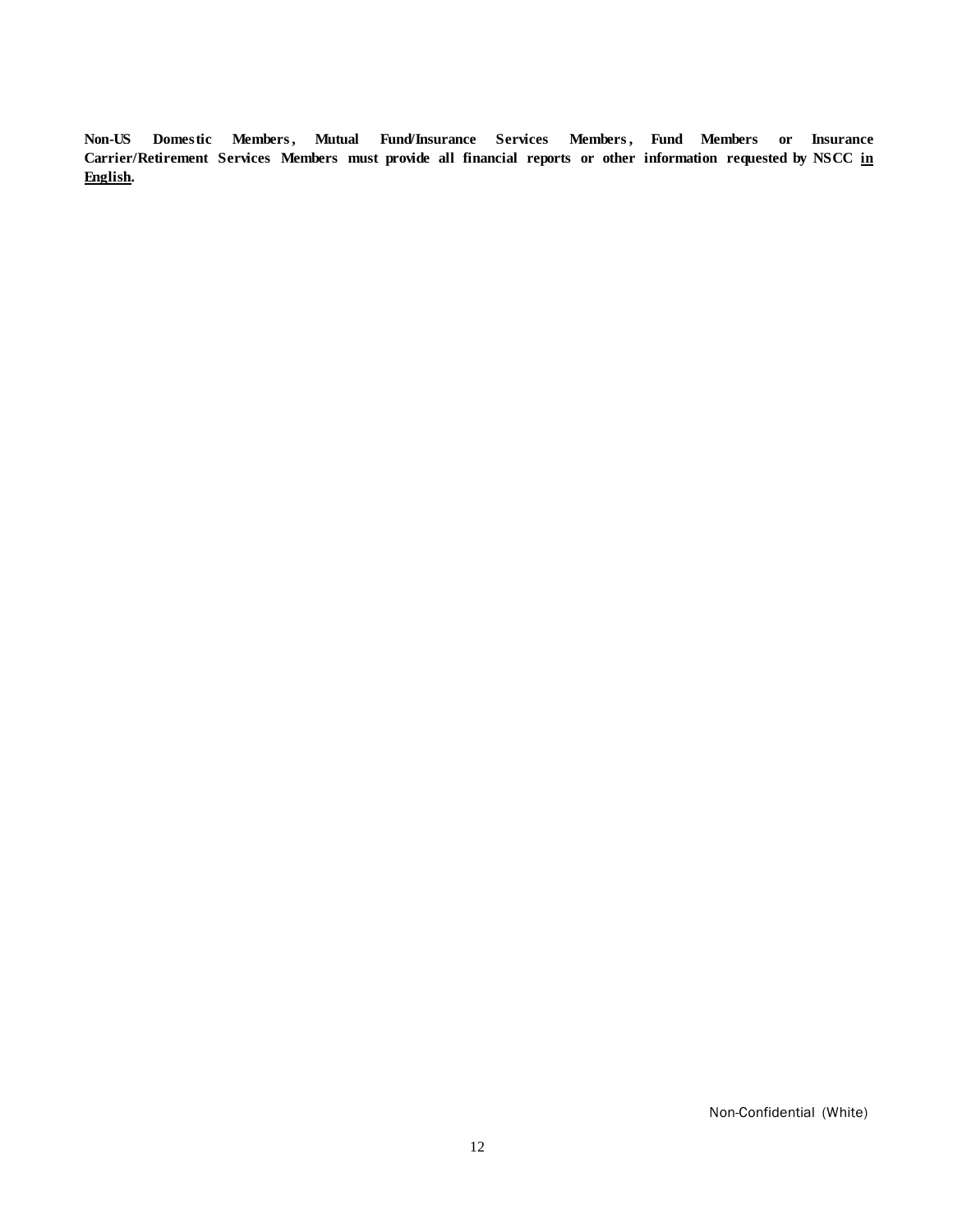**Non-US Domestic Members, Mutual Fund/Insurance Services Members, Fund Members or Insurance Carrier/Retirement Services Members must provide all financial reports or other information requested by NSCC <u>in English</u>.**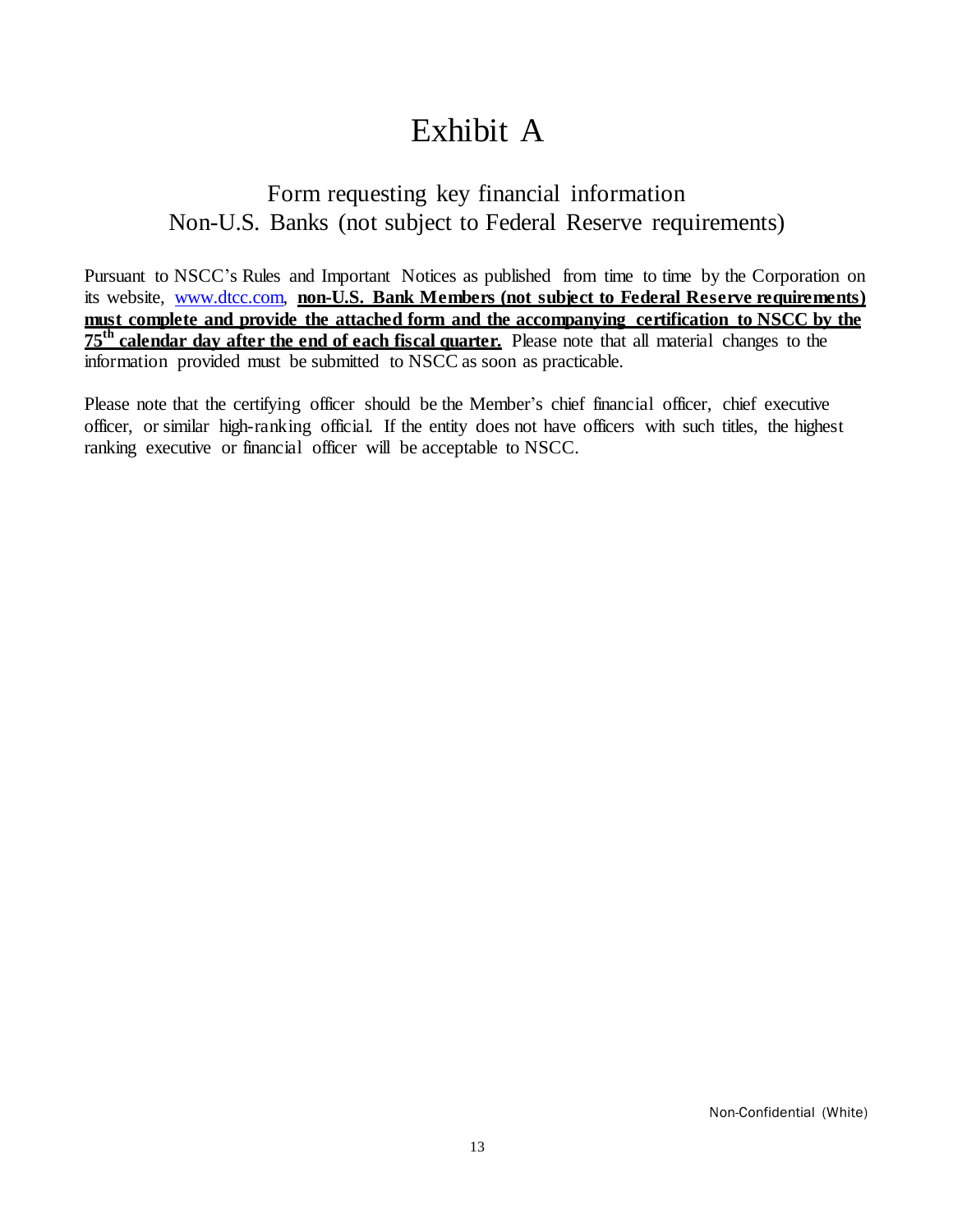# Exhibit A

## Form requesting key financial information
## Non-U.S. Banks (not subject to Federal Reserve requirements)

Pursuant to NSCC's Rules and Important Notices as published from time to time by the Corporation on its website, www.dtcc.com, **non-U.S. Bank Members (not subject to Federal Reserve requirements) must complete and provide the attached form and the accompanying certification to NSCC by the 75th calendar day after the end of each fiscal quarter.** Please note that all material changes to the information provided must be submitted to NSCC as soon as practicable.

Please note that the certifying officer should be the Member's chief financial officer, chief executive officer, or similar high-ranking official. If the entity does not have officers with such titles, the highest ranking executive or financial officer will be acceptable to NSCC.

Non-Confidential (White)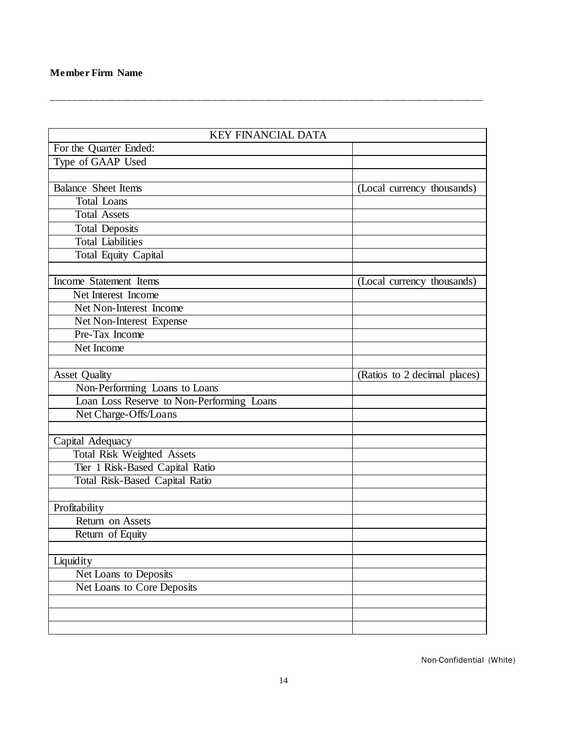**Member Firm Name**

______________________________________________________________________________

| KEY FINANCIAL DATA | |
|---|---|
| For the Quarter Ended: | |
| Type of GAAP Used | |
| | |
| Balance Sheet Items | (Local currency thousands) |
| Total Loans | |
| Total Assets | |
| Total Deposits | |
| Total Liabilities | |
| Total Equity Capital | |
| | |
| Income Statement Items | (Local currency thousands) |
| Net Interest Income | |
| Net Non-Interest Income | |
| Net Non-Interest Expense | |
| Pre-Tax Income | |
| Net Income | |
| | |
| Asset Quality | (Ratios to 2 decimal places) |
| Non-Performing Loans to Loans | |
| Loan Loss Reserve to Non-Performing Loans | |
| Net Charge-Offs/Loans | |
| | |
| Capital Adequacy | |
| Total Risk Weighted Assets | |
| Tier 1 Risk-Based Capital Ratio | |
| Total Risk-Based Capital Ratio | |
| | |
| Profitability | |
| Return on Assets | |
| Return of Equity | |
| | |
| Liquidity | |
| Net Loans to Deposits | |
| Net Loans to Core Deposits | |
| | |
| | |
| | |

Non-Confidential (White)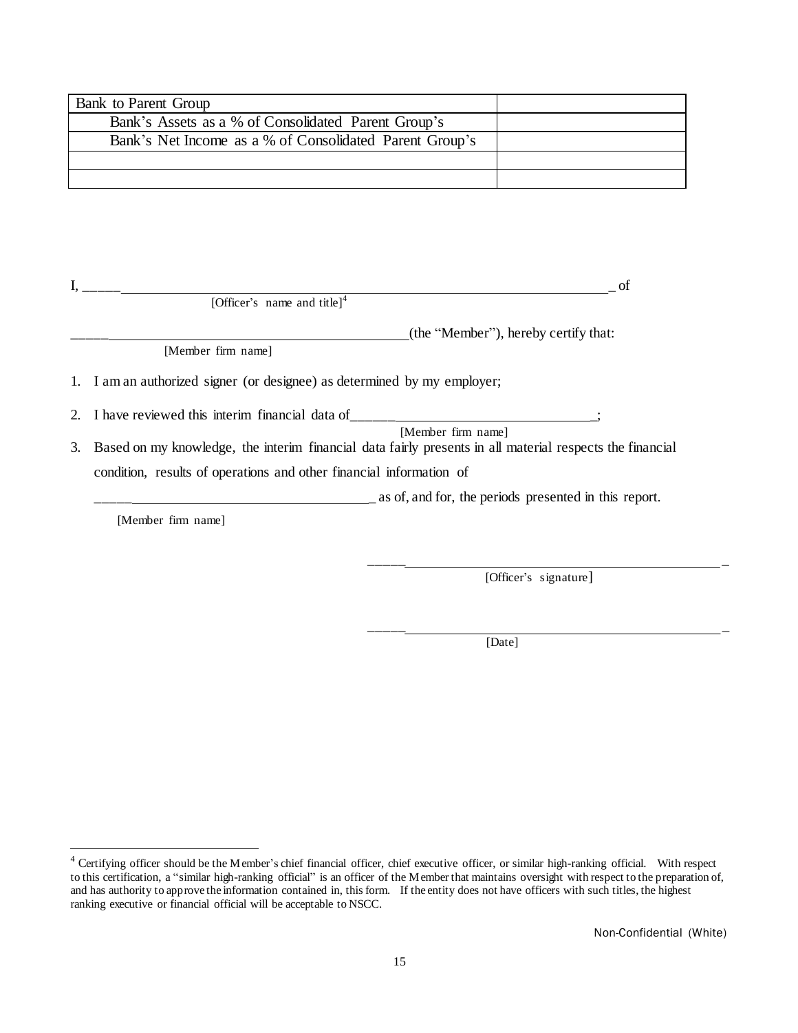| | |
|---|---|
| Bank to Parent Group | |
| Bank's Assets as a % of Consolidated Parent Group's | |
| Bank's Net Income as a % of Consolidated Parent Group's | |
| | |
| | |

I, ______________________________________________________________ of
[Officer's name and title][4]

______________________________________________(the "Member"), hereby certify that:
[Member firm name]

1. I am an authorized signer (or designee) as determined by my employer;

2. I have reviewed this interim financial data of_________________________________;
[Member firm name]

3. Based on my knowledge, the interim financial data fairly presents in all material respects the financial condition, results of operations and other financial information of
_________________________________________ as of, and for, the periods presented in this report.
[Member firm name]

_______________________________________________
[Officer's signature]

_______________________________________________
[Date]

[4] Certifying officer should be the Member's chief financial officer, chief executive officer, or similar high-ranking official. With respect to this certification, a "similar high-ranking official" is an officer of the Member that maintains oversight with respect to the preparation of, and has authority to approve the information contained in, this form. If the entity does not have officers with such titles, the highest ranking executive or financial official will be acceptable to NSCC.

Non-Confidential (White)